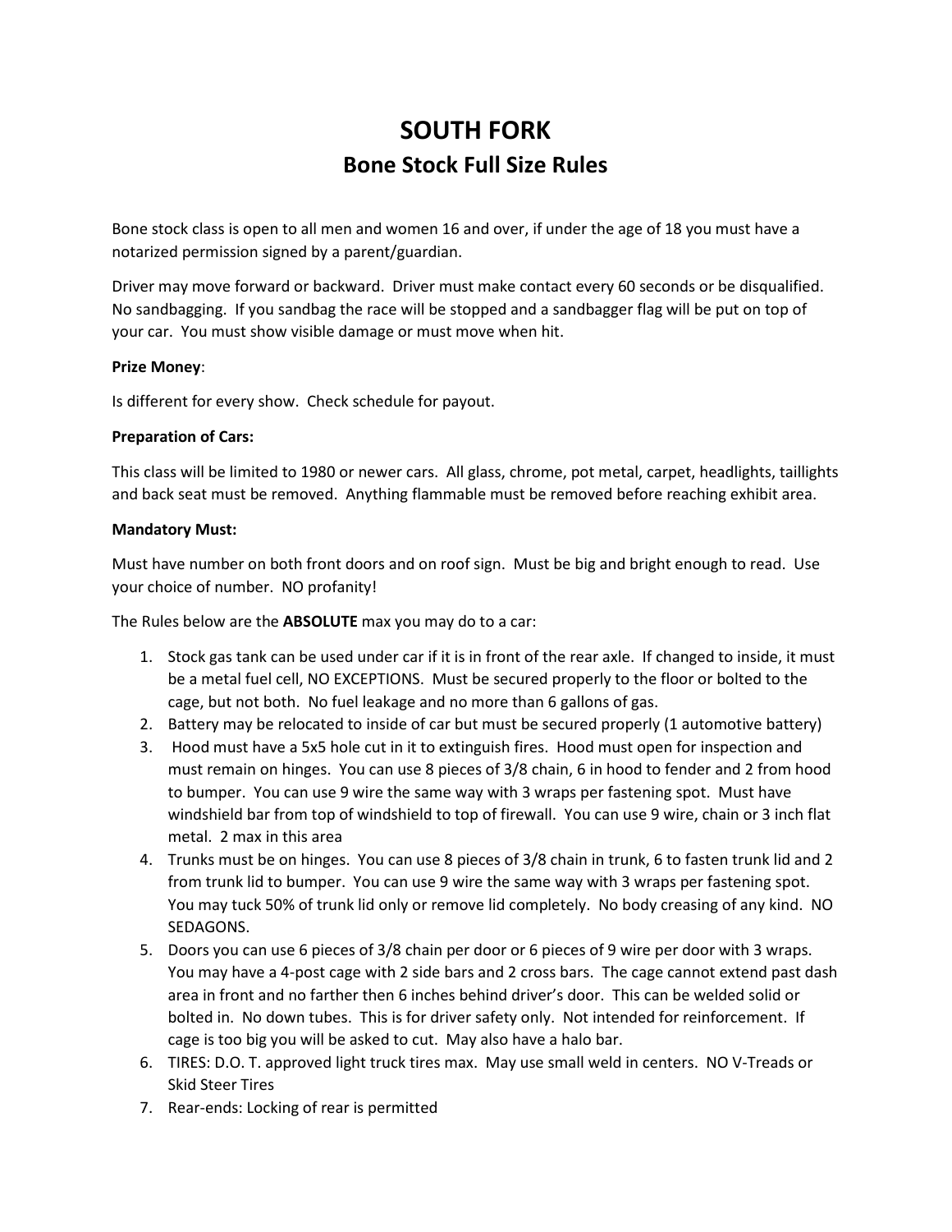# SOUTH FORK

## Bone Stock Full Size Rules

Bone stock class is open to all men and women 16 and over, if under the age of 18 you must have a notarized permission signed by a parent/guardian.

Driver may move forward or backward. Driver must make contact every 60 seconds or be disqualified. No sandbagging. If you sandbag the race will be stopped and a sandbagger flag will be put on top of your car. You must show visible damage or must move when hit.

**Prize Money**:

Is different for every show. Check schedule for payout.

**Preparation of Cars:**

This class will be limited to 1980 or newer cars. All glass, chrome, pot metal, carpet, headlights, taillights and back seat must be removed. Anything flammable must be removed before reaching exhibit area.

**Mandatory Must:**

Must have number on both front doors and on roof sign. Must be big and bright enough to read. Use your choice of number. NO profanity!

The Rules below are the **ABSOLUTE** max you may do to a car:

1. Stock gas tank can be used under car if it is in front of the rear axle. If changed to inside, it must be a metal fuel cell, NO EXCEPTIONS. Must be secured properly to the floor or bolted to the cage, but not both. No fuel leakage and no more than 6 gallons of gas.
2. Battery may be relocated to inside of car but must be secured properly (1 automotive battery)
3. Hood must have a 5x5 hole cut in it to extinguish fires. Hood must open for inspection and must remain on hinges. You can use 8 pieces of 3/8 chain, 6 in hood to fender and 2 from hood to bumper. You can use 9 wire the same way with 3 wraps per fastening spot. Must have windshield bar from top of windshield to top of firewall. You can use 9 wire, chain or 3 inch flat metal. 2 max in this area
4. Trunks must be on hinges. You can use 8 pieces of 3/8 chain in trunk, 6 to fasten trunk lid and 2 from trunk lid to bumper. You can use 9 wire the same way with 3 wraps per fastening spot. You may tuck 50% of trunk lid only or remove lid completely. No body creasing of any kind. NO SEDAGONS.
5. Doors you can use 6 pieces of 3/8 chain per door or 6 pieces of 9 wire per door with 3 wraps. You may have a 4-post cage with 2 side bars and 2 cross bars. The cage cannot extend past dash area in front and no farther then 6 inches behind driver's door. This can be welded solid or bolted in. No down tubes. This is for driver safety only. Not intended for reinforcement. If cage is too big you will be asked to cut. May also have a halo bar.
6. TIRES: D.O. T. approved light truck tires max. May use small weld in centers. NO V-Treads or Skid Steer Tires
7. Rear-ends: Locking of rear is permitted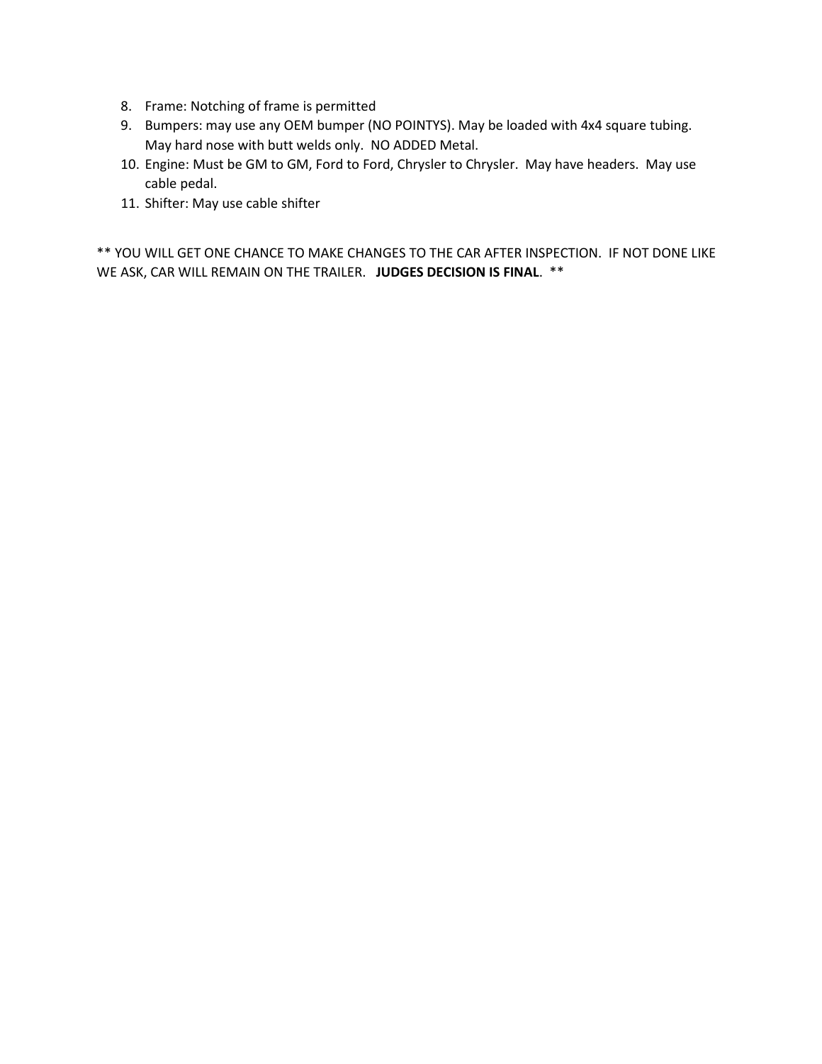8. Frame: Notching of frame is permitted
9. Bumpers: may use any OEM bumper (NO POINTYS). May be loaded with 4x4 square tubing. May hard nose with butt welds only. NO ADDED Metal.
10. Engine: Must be GM to GM, Ford to Ford, Chrysler to Chrysler. May have headers. May use cable pedal.
11. Shifter: May use cable shifter

** YOU WILL GET ONE CHANCE TO MAKE CHANGES TO THE CAR AFTER INSPECTION. IF NOT DONE LIKE WE ASK, CAR WILL REMAIN ON THE TRAILER. **JUDGES DECISION IS FINAL**. **